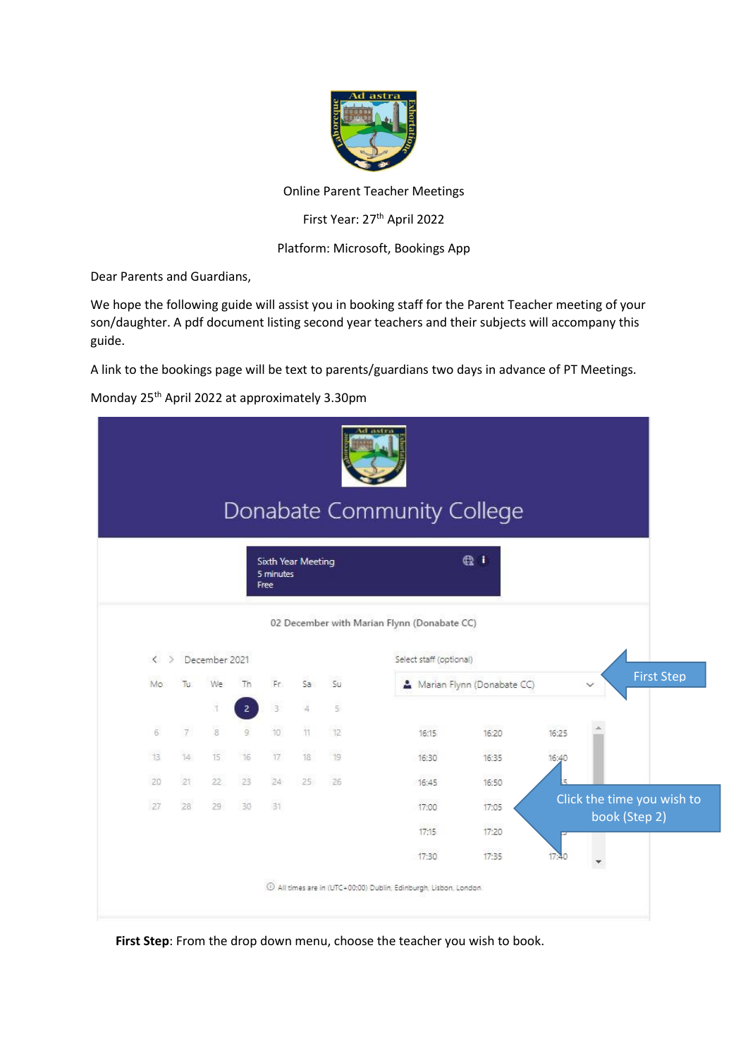Online Parent Teacher Meetings

First Year: 27th April 2022

Platform: Microsoft, Bookings App

Dear Parents and Guardians,

We hope the following guide will assist you in booking staff for the Parent Teacher meeting of your son/daughter. A pdf document listing second year teachers and their subjects will accompany this guide.

A link to the bookings page will be text to parents/guardians two days in advance of PT Meetings.

Monday 25th April 2022 at approximately 3.30pm

Donabate Community College

Sixth Year Meeting
5 minutes
Free

02 December with Marian Flynn (Donabate CC)

December 2021

| Mo | Tu | We | Th | Fr | Sa | Su |
|---|---|---|---|---|---|---|
| | | 1 | 2 | 3 | 4 | 5 |
| 6 | 7 | 8 | 9 | 10 | 11 | 12 |
| 13 | 14 | 15 | 16 | 17 | 18 | 19 |
| 20 | 21 | 22 | 23 | 24 | 25 | 26 |
| 27 | 28 | 29 | 30 | 31 | | |

Select staff (optional)

Marian Flynn (Donabate CC)

First Step

| | | |
|---|---|---|
| 16:15 | 16:20 | 16:25 |
| 16:30 | 16:35 | 16:40 |
| 16:45 | 16:50 | |
| 17:00 | 17:05 | |
| 17:15 | 17:20 | |
| 17:30 | 17:35 | 17:40 |

Click the time you wish to book (Step 2)

All times are in (UTC+00:00) Dublin, Edinburgh, Lisbon, London

**First Step**: From the drop down menu, choose the teacher you wish to book.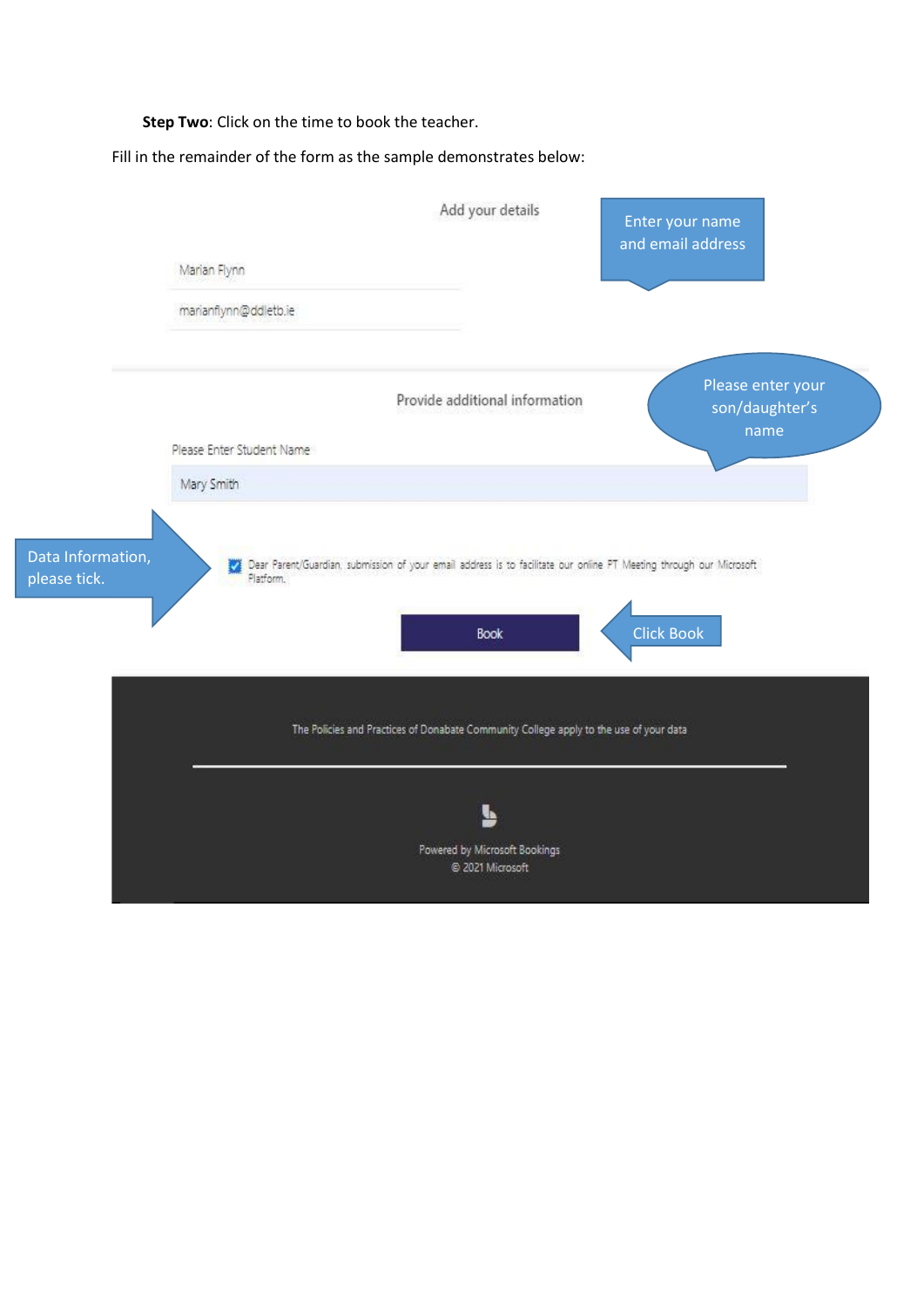**Step Two**: Click on the time to book the teacher.

Fill in the remainder of the form as the sample demonstrates below:

Add your details

Enter your name and email address

Marian Flynn

marianflynn@ddletb.ie

Provide additional information

Please enter your son/daughter's name

Please Enter Student Name

Mary Smith

Data Information, please tick.

☑ Dear Parent/Guardian, submission of your email address is to facilitate our online PT Meeting through our Microsoft Platform.

Book

Click Book

The Policies and Practices of Donabate Community College apply to the use of your data

Powered by Microsoft Bookings
© 2021 Microsoft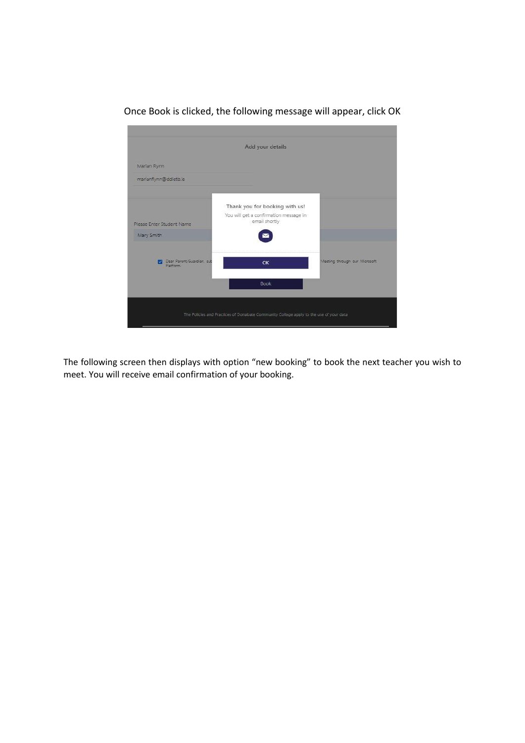Once Book is clicked, the following message will appear, click OK

The following screen then displays with option "new booking" to book the next teacher you wish to meet. You will receive email confirmation of your booking.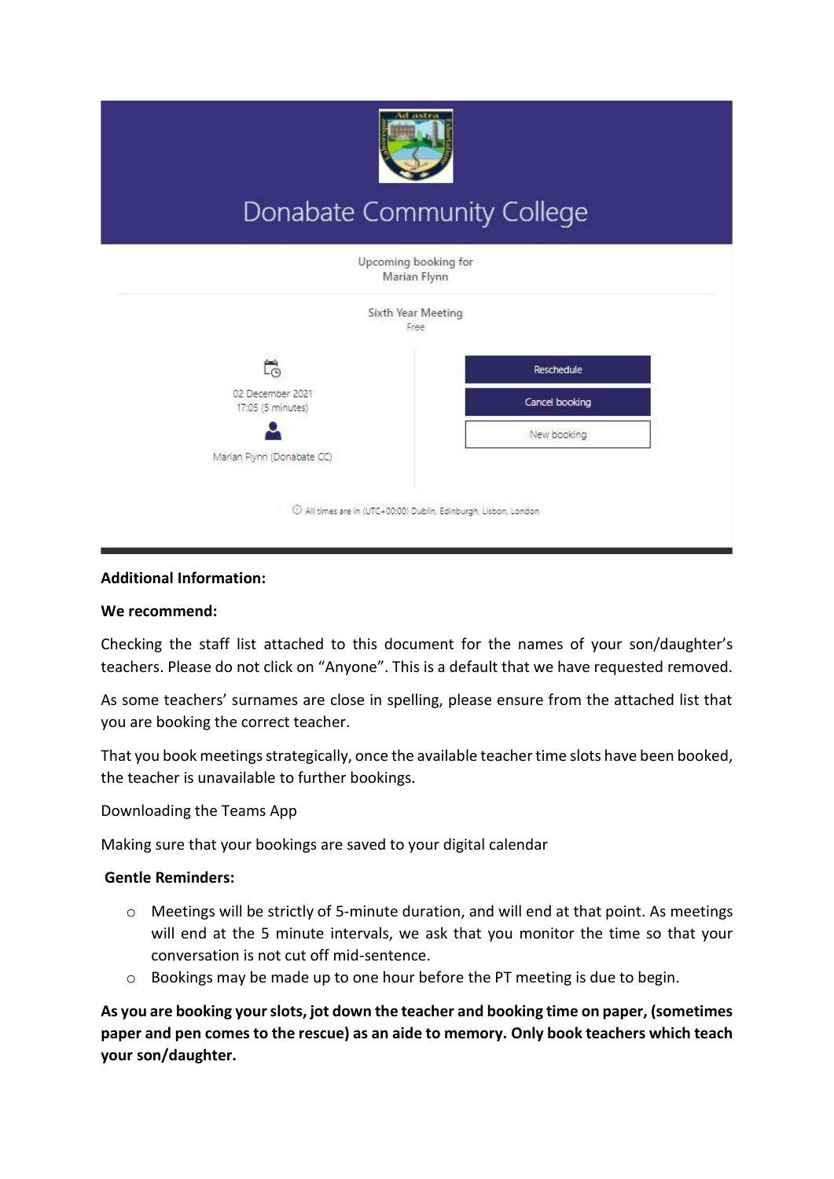Donabate Community College

Upcoming booking for
Marian Flynn

Sixth Year Meeting
Free

02 December 2021
17:05 (5 minutes)

Marian Flynn (Donabate CC)

Reschedule

Cancel booking

New booking

All times are in (UTC+00:00) Dublin, Edinburgh, Lisbon, London

**Additional Information:**

**We recommend:**

Checking the staff list attached to this document for the names of your son/daughter's teachers. Please do not click on "Anyone". This is a default that we have requested removed.

As some teachers' surnames are close in spelling, please ensure from the attached list that you are booking the correct teacher.

That you book meetings strategically, once the available teacher time slots have been booked, the teacher is unavailable to further bookings.

Downloading the Teams App

Making sure that your bookings are saved to your digital calendar

**Gentle Reminders:**

- Meetings will be strictly of 5-minute duration, and will end at that point. As meetings will end at the 5 minute intervals, we ask that you monitor the time so that your conversation is not cut off mid-sentence.
- Bookings may be made up to one hour before the PT meeting is due to begin.

**As you are booking your slots, jot down the teacher and booking time on paper, (sometimes paper and pen comes to the rescue) as an aide to memory. Only book teachers which teach your son/daughter.**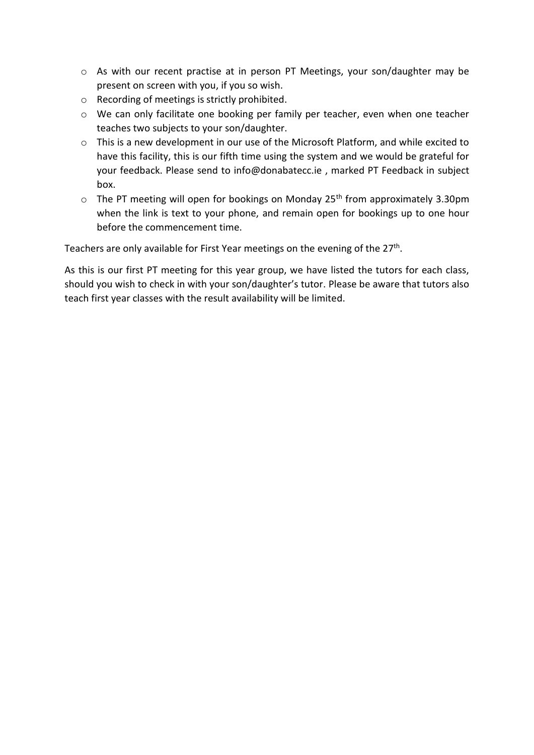- As with our recent practise at in person PT Meetings, your son/daughter may be present on screen with you, if you so wish.
- Recording of meetings is strictly prohibited.
- We can only facilitate one booking per family per teacher, even when one teacher teaches two subjects to your son/daughter.
- This is a new development in our use of the Microsoft Platform, and while excited to have this facility, this is our fifth time using the system and we would be grateful for your feedback. Please send to info@donabatecc.ie , marked PT Feedback in subject box.
- The PT meeting will open for bookings on Monday 25th from approximately 3.30pm when the link is text to your phone, and remain open for bookings up to one hour before the commencement time.

Teachers are only available for First Year meetings on the evening of the 27th.

As this is our first PT meeting for this year group, we have listed the tutors for each class, should you wish to check in with your son/daughter's tutor. Please be aware that tutors also teach first year classes with the result availability will be limited.